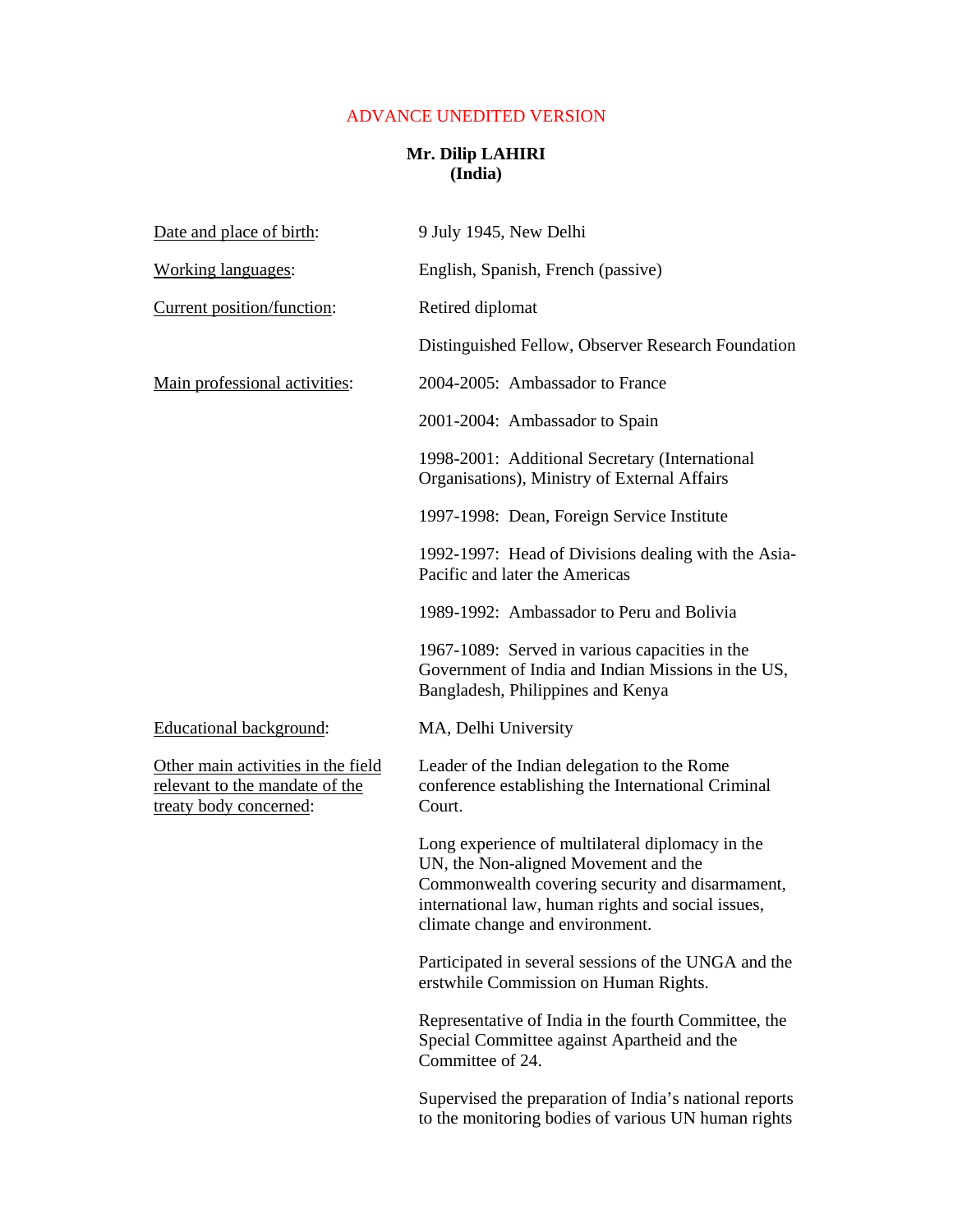ADVANCE UNEDITED VERSION

**Mr. Dilip LAHIRI**
**(India)**

| | |
|---|---|
| Date and place of birth: | 9 July 1945, New Delhi |
| Working languages: | English, Spanish, French (passive) |
| Current position/function: | Retired diplomat |
| | Distinguished Fellow, Observer Research Foundation |
| Main professional activities: | 2004-2005: Ambassador to France |
| | 2001-2004: Ambassador to Spain |
| | 1998-2001: Additional Secretary (International Organisations), Ministry of External Affairs |
| | 1997-1998: Dean, Foreign Service Institute |
| | 1992-1997: Head of Divisions dealing with the Asia-Pacific and later the Americas |
| | 1989-1992: Ambassador to Peru and Bolivia |
| | 1967-1089: Served in various capacities in the Government of India and Indian Missions in the US, Bangladesh, Philippines and Kenya |
| Educational background: | MA, Delhi University |
| Other main activities in the field relevant to the mandate of the treaty body concerned: | Leader of the Indian delegation to the Rome conference establishing the International Criminal Court. |
| | Long experience of multilateral diplomacy in the UN, the Non-aligned Movement and the Commonwealth covering security and disarmament, international law, human rights and social issues, climate change and environment. |
| | Participated in several sessions of the UNGA and the erstwhile Commission on Human Rights. |
| | Representative of India in the fourth Committee, the Special Committee against Apartheid and the Committee of 24. |
| | Supervised the preparation of India's national reports to the monitoring bodies of various UN human rights |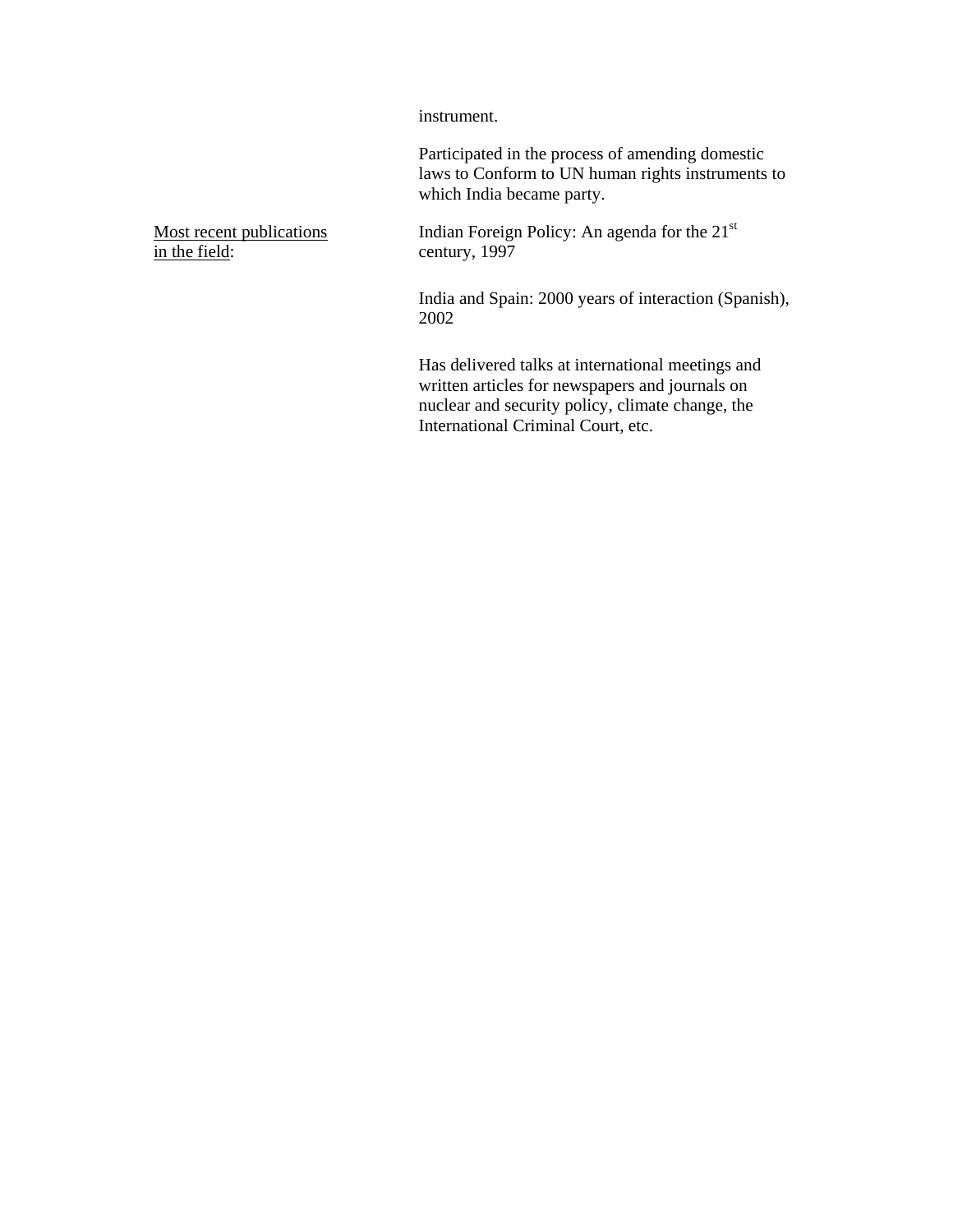instrument.

Participated in the process of amending domestic laws to Conform to UN human rights instruments to which India became party.

| | |
|---|---|
| Most recent publications in the field: | Indian Foreign Policy: An agenda for the 21st century, 1997 |
| | India and Spain: 2000 years of interaction (Spanish), 2002 |
| | Has delivered talks at international meetings and written articles for newspapers and journals on nuclear and security policy, climate change, the International Criminal Court, etc. |